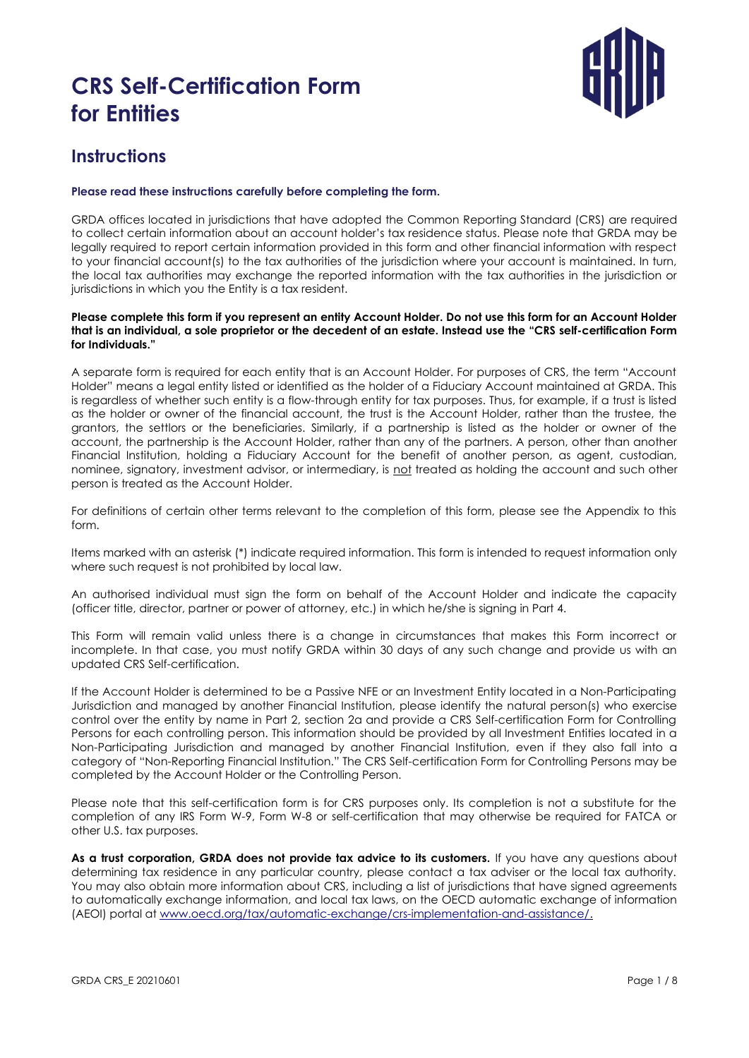# CRS Self-Certification Form for Entities

## Instructions

**Please read these instructions carefully before completing the form.**

GRDA offices located in jurisdictions that have adopted the Common Reporting Standard (CRS) are required to collect certain information about an account holder's tax residence status. Please note that GRDA may be legally required to report certain information provided in this form and other financial information with respect to your financial account(s) to the tax authorities of the jurisdiction where your account is maintained. In turn, the local tax authorities may exchange the reported information with the tax authorities in the jurisdiction or jurisdictions in which you the Entity is a tax resident.

**Please complete this form if you represent an entity Account Holder. Do not use this form for an Account Holder that is an individual, a sole proprietor or the decedent of an estate. Instead use the "CRS self-certification Form for Individuals."**

A separate form is required for each entity that is an Account Holder. For purposes of CRS, the term "Account Holder" means a legal entity listed or identified as the holder of a Fiduciary Account maintained at GRDA. This is regardless of whether such entity is a flow-through entity for tax purposes. Thus, for example, if a trust is listed as the holder or owner of the financial account, the trust is the Account Holder, rather than the trustee, the grantors, the settlors or the beneficiaries. Similarly, if a partnership is listed as the holder or owner of the account, the partnership is the Account Holder, rather than any of the partners. A person, other than another Financial Institution, holding a Fiduciary Account for the benefit of another person, as agent, custodian, nominee, signatory, investment advisor, or intermediary, is not treated as holding the account and such other person is treated as the Account Holder.

For definitions of certain other terms relevant to the completion of this form, please see the Appendix to this form.

Items marked with an asterisk (*) indicate required information. This form is intended to request information only where such request is not prohibited by local law.

An authorised individual must sign the form on behalf of the Account Holder and indicate the capacity (officer title, director, partner or power of attorney, etc.) in which he/she is signing in Part 4.

This Form will remain valid unless there is a change in circumstances that makes this Form incorrect or incomplete. In that case, you must notify GRDA within 30 days of any such change and provide us with an updated CRS Self-certification.

If the Account Holder is determined to be a Passive NFE or an Investment Entity located in a Non-Participating Jurisdiction and managed by another Financial Institution, please identify the natural person(s) who exercise control over the entity by name in Part 2, section 2a and provide a CRS Self-certification Form for Controlling Persons for each controlling person. This information should be provided by all Investment Entities located in a Non-Participating Jurisdiction and managed by another Financial Institution, even if they also fall into a category of "Non-Reporting Financial Institution." The CRS Self-certification Form for Controlling Persons may be completed by the Account Holder or the Controlling Person.

Please note that this self-certification form is for CRS purposes only. Its completion is not a substitute for the completion of any IRS Form W-9, Form W-8 or self-certification that may otherwise be required for FATCA or other U.S. tax purposes.

**As a trust corporation, GRDA does not provide tax advice to its customers.** If you have any questions about determining tax residence in any particular country, please contact a tax adviser or the local tax authority. You may also obtain more information about CRS, including a list of jurisdictions that have signed agreements to automatically exchange information, and local tax laws, on the OECD automatic exchange of information (AEOI) portal at www.oecd.org/tax/automatic-exchange/crs-implementation-and-assistance/.

GRDA CRS_E 20210601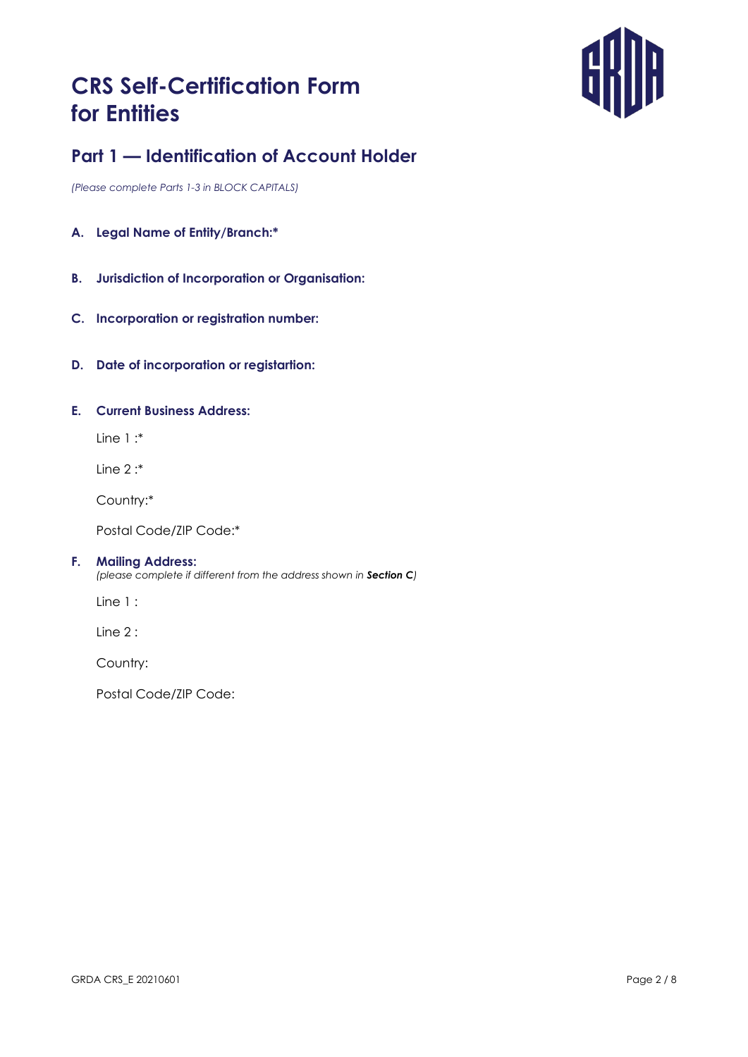# CRS Self-Certification Form for Entities

## Part 1 — Identification of Account Holder

*(Please complete Parts 1-3 in BLOCK CAPITALS)*

**A. Legal Name of Entity/Branch:***

**B. Jurisdiction of Incorporation or Organisation:**

**C. Incorporation or registration number:**

**D. Date of incorporation or registartion:**

**E. Current Business Address:**

Line 1 :*

Line 2 :*

Country:*

Postal Code/ZIP Code:*

**F. Mailing Address:**
*(please complete if different from the address shown in **Section C**)*

Line 1 :

Line 2 :

Country:

Postal Code/ZIP Code:

GRDA CRS_E 20210601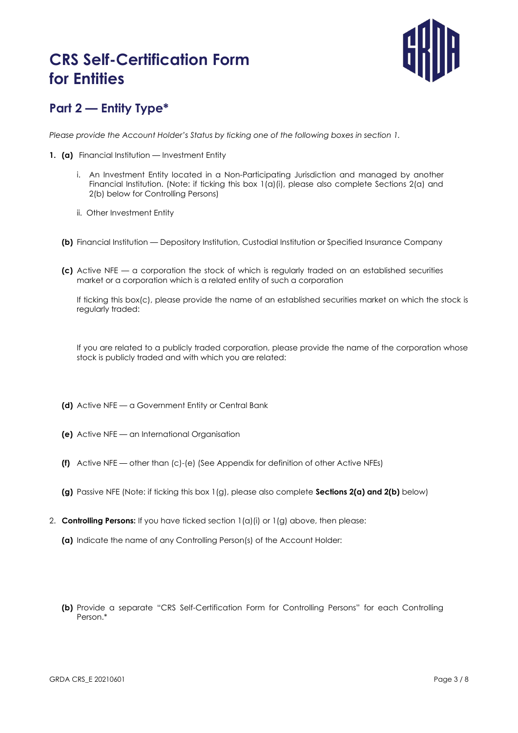# CRS Self-Certification Form for Entities

## Part 2 — Entity Type*

*Please provide the Account Holder's Status by ticking one of the following boxes in section 1.*

1. **(a)** Financial Institution — Investment Entity

   i. An Investment Entity located in a Non-Participating Jurisdiction and managed by another Financial Institution. (Note: if ticking this box 1(a)(i), please also complete Sections 2(a) and 2(b) below for Controlling Persons)

   ii. Other Investment Entity

   **(b)** Financial Institution — Depository Institution, Custodial Institution or Specified Insurance Company

   **(c)** Active NFE — a corporation the stock of which is regularly traded on an established securities market or a corporation which is a related entity of such a corporation

   If ticking this box(c), please provide the name of an established securities market on which the stock is regularly traded:

   If you are related to a publicly traded corporation, please provide the name of the corporation whose stock is publicly traded and with which you are related:

   **(d)** Active NFE — a Government Entity or Central Bank

   **(e)** Active NFE — an International Organisation

   **(f)** Active NFE — other than (c)-(e) (See Appendix for definition of other Active NFEs)

   **(g)** Passive NFE (Note: if ticking this box 1(g), please also complete **Sections 2(a) and 2(b)** below)

2. **Controlling Persons:** If you have ticked section 1(a)(i) or 1(g) above, then please:

   **(a)** Indicate the name of any Controlling Person(s) of the Account Holder:

   **(b)** Provide a separate "CRS Self-Certification Form for Controlling Persons" for each Controlling Person.*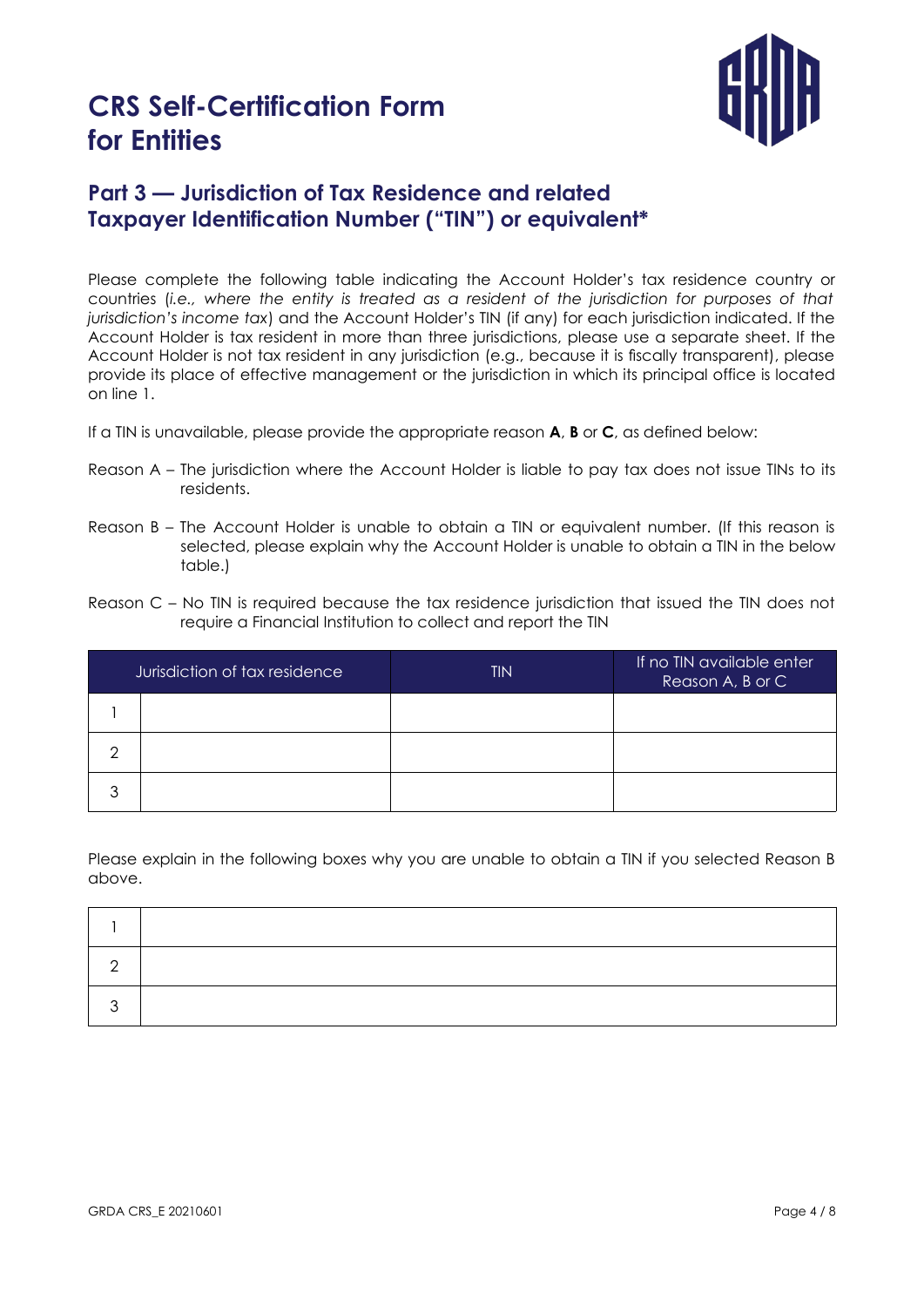# CRS Self-Certification Form for Entities

## Part 3 — Jurisdiction of Tax Residence and related Taxpayer Identification Number ("TIN") or equivalent*

Please complete the following table indicating the Account Holder's tax residence country or countries (*i.e., where the entity is treated as a resident of the jurisdiction for purposes of that jurisdiction's income tax*) and the Account Holder's TIN (if any) for each jurisdiction indicated. If the Account Holder is tax resident in more than three jurisdictions, please use a separate sheet. If the Account Holder is not tax resident in any jurisdiction (e.g., because it is fiscally transparent), please provide its place of effective management or the jurisdiction in which its principal office is located on line 1.

If a TIN is unavailable, please provide the appropriate reason **A**, **B** or **C**, as defined below:

Reason A – The jurisdiction where the Account Holder is liable to pay tax does not issue TINs to its residents.

Reason B – The Account Holder is unable to obtain a TIN or equivalent number. (If this reason is selected, please explain why the Account Holder is unable to obtain a TIN in the below table.)

Reason C – No TIN is required because the tax residence jurisdiction that issued the TIN does not require a Financial Institution to collect and report the TIN

| | Jurisdiction of tax residence | TIN | If no TIN available enter Reason A, B or C |
|---|---|---|---|
| 1 | | | |
| 2 | | | |
| 3 | | | |

Please explain in the following boxes why you are unable to obtain a TIN if you selected Reason B above.

| | |
|---|---|
| 1 | |
| 2 | |
| 3 | |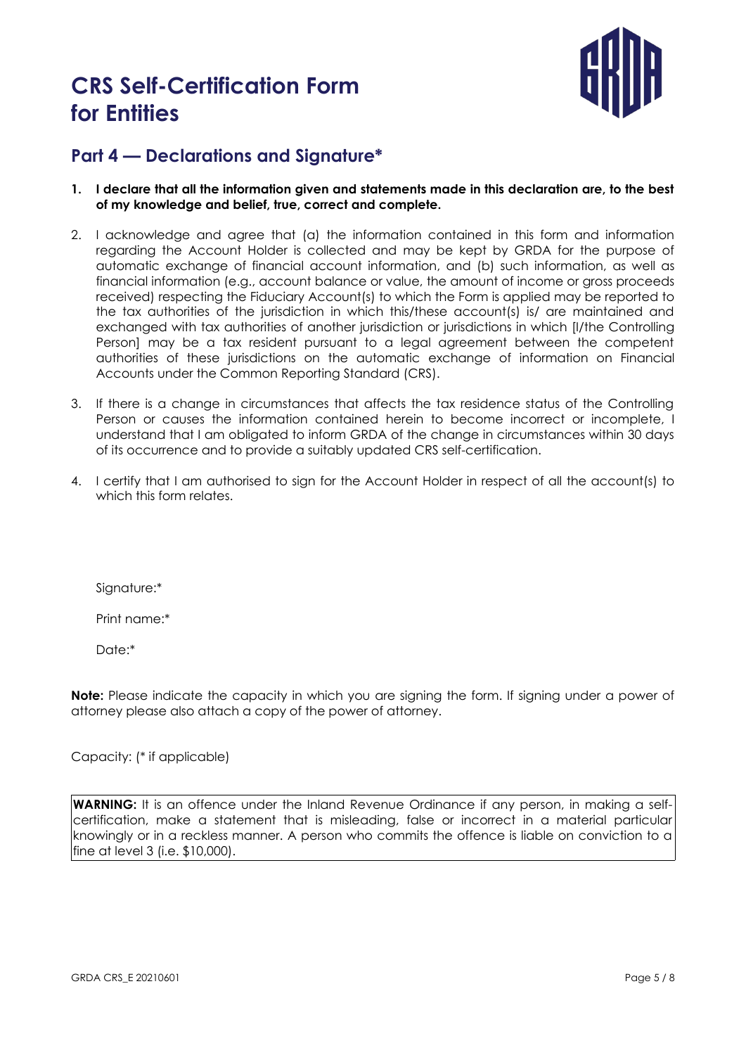# CRS Self-Certification Form for Entities

## Part 4 — Declarations and Signature*

1. **I declare that all the information given and statements made in this declaration are, to the best of my knowledge and belief, true, correct and complete.**

2. I acknowledge and agree that (a) the information contained in this form and information regarding the Account Holder is collected and may be kept by GRDA for the purpose of automatic exchange of financial account information, and (b) such information, as well as financial information (e.g., account balance or value, the amount of income or gross proceeds received) respecting the Fiduciary Account(s) to which the Form is applied may be reported to the tax authorities of the jurisdiction in which this/these account(s) is/ are maintained and exchanged with tax authorities of another jurisdiction or jurisdictions in which [I/the Controlling Person] may be a tax resident pursuant to a legal agreement between the competent authorities of these jurisdictions on the automatic exchange of information on Financial Accounts under the Common Reporting Standard (CRS).

3. If there is a change in circumstances that affects the tax residence status of the Controlling Person or causes the information contained herein to become incorrect or incomplete, I understand that I am obligated to inform GRDA of the change in circumstances within 30 days of its occurrence and to provide a suitably updated CRS self-certification.

4. I certify that I am authorised to sign for the Account Holder in respect of all the account(s) to which this form relates.

Signature:*

Print name:*

Date:*

**Note:** Please indicate the capacity in which you are signing the form. If signing under a power of attorney please also attach a copy of the power of attorney.

Capacity: (* if applicable)

**WARNING:** It is an offence under the Inland Revenue Ordinance if any person, in making a self-certification, make a statement that is misleading, false or incorrect in a material particular knowingly or in a reckless manner. A person who commits the offence is liable on conviction to a fine at level 3 (i.e. $10,000).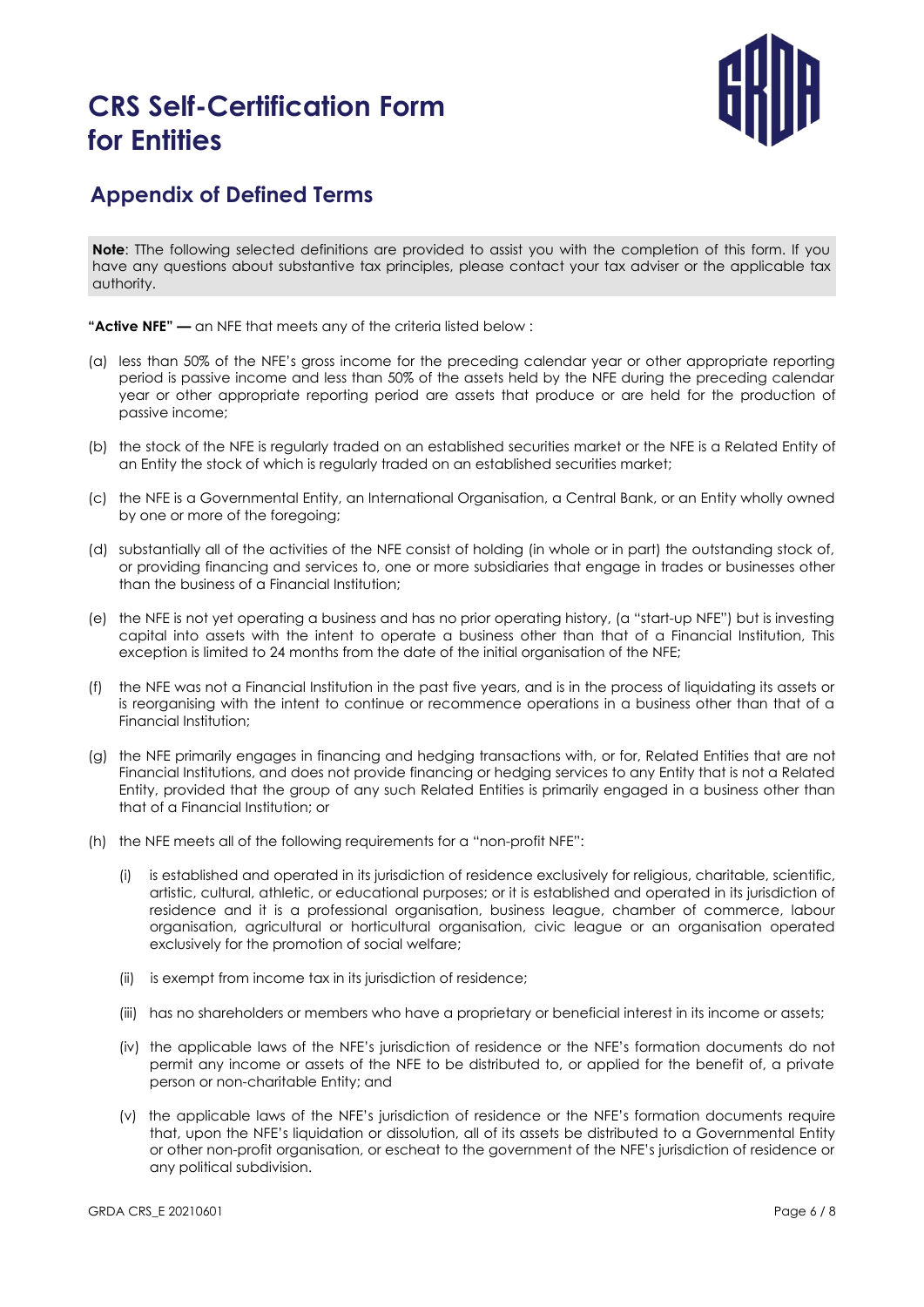# CRS Self-Certification Form for Entities

## Appendix of Defined Terms

**Note**: TThe following selected definitions are provided to assist you with the completion of this form. If you have any questions about substantive tax principles, please contact your tax adviser or the applicable tax authority.

**"Active NFE" —** an NFE that meets any of the criteria listed below :

(a) less than 50% of the NFE's gross income for the preceding calendar year or other appropriate reporting period is passive income and less than 50% of the assets held by the NFE during the preceding calendar year or other appropriate reporting period are assets that produce or are held for the production of passive income;

(b) the stock of the NFE is regularly traded on an established securities market or the NFE is a Related Entity of an Entity the stock of which is regularly traded on an established securities market;

(c) the NFE is a Governmental Entity, an International Organisation, a Central Bank, or an Entity wholly owned by one or more of the foregoing;

(d) substantially all of the activities of the NFE consist of holding (in whole or in part) the outstanding stock of, or providing financing and services to, one or more subsidiaries that engage in trades or businesses other than the business of a Financial Institution;

(e) the NFE is not yet operating a business and has no prior operating history, (a "start-up NFE") but is investing capital into assets with the intent to operate a business other than that of a Financial Institution, This exception is limited to 24 months from the date of the initial organisation of the NFE;

(f) the NFE was not a Financial Institution in the past five years, and is in the process of liquidating its assets or is reorganising with the intent to continue or recommence operations in a business other than that of a Financial Institution;

(g) the NFE primarily engages in financing and hedging transactions with, or for, Related Entities that are not Financial Institutions, and does not provide financing or hedging services to any Entity that is not a Related Entity, provided that the group of any such Related Entities is primarily engaged in a business other than that of a Financial Institution; or

(h) the NFE meets all of the following requirements for a "non-profit NFE":

   (i) is established and operated in its jurisdiction of residence exclusively for religious, charitable, scientific, artistic, cultural, athletic, or educational purposes; or it is established and operated in its jurisdiction of residence and it is a professional organisation, business league, chamber of commerce, labour organisation, agricultural or horticultural organisation, civic league or an organisation operated exclusively for the promotion of social welfare;

   (ii) is exempt from income tax in its jurisdiction of residence;

   (iii) has no shareholders or members who have a proprietary or beneficial interest in its income or assets;

   (iv) the applicable laws of the NFE's jurisdiction of residence or the NFE's formation documents do not permit any income or assets of the NFE to be distributed to, or applied for the benefit of, a private person or non-charitable Entity; and

   (v) the applicable laws of the NFE's jurisdiction of residence or the NFE's formation documents require that, upon the NFE's liquidation or dissolution, all of its assets be distributed to a Governmental Entity or other non-profit organisation, or escheat to the government of the NFE's jurisdiction of residence or any political subdivision.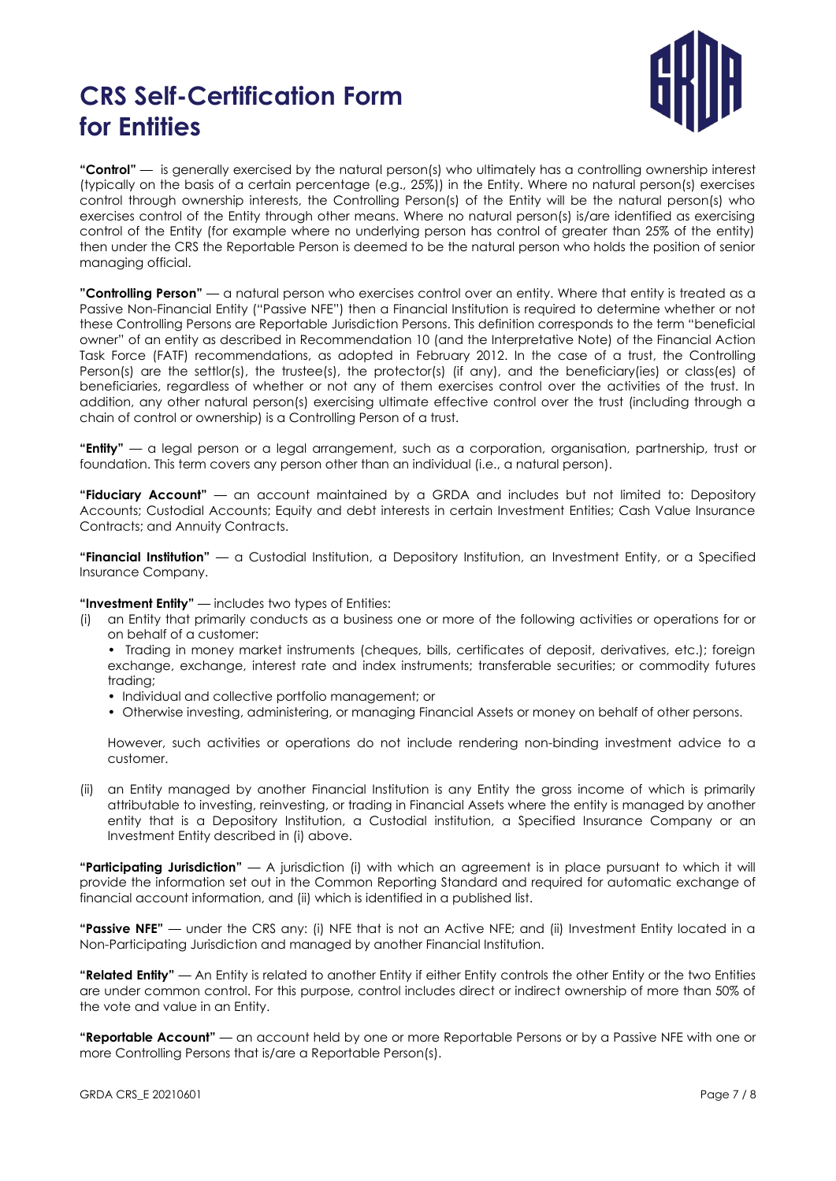# CRS Self-Certification Form for Entities

**"Control"** — is generally exercised by the natural person(s) who ultimately has a controlling ownership interest (typically on the basis of a certain percentage (e.g., 25%)) in the Entity. Where no natural person(s) exercises control through ownership interests, the Controlling Person(s) of the Entity will be the natural person(s) who exercises control of the Entity through other means. Where no natural person(s) is/are identified as exercising control of the Entity (for example where no underlying person has control of greater than 25% of the entity) then under the CRS the Reportable Person is deemed to be the natural person who holds the position of senior managing official.

**"Controlling Person"** — a natural person who exercises control over an entity. Where that entity is treated as a Passive Non-Financial Entity ("Passive NFE") then a Financial Institution is required to determine whether or not these Controlling Persons are Reportable Jurisdiction Persons. This definition corresponds to the term "beneficial owner" of an entity as described in Recommendation 10 (and the Interpretative Note) of the Financial Action Task Force (FATF) recommendations, as adopted in February 2012. In the case of a trust, the Controlling Person(s) are the settlor(s), the trustee(s), the protector(s) (if any), and the beneficiary(ies) or class(es) of beneficiaries, regardless of whether or not any of them exercises control over the activities of the trust. In addition, any other natural person(s) exercising ultimate effective control over the trust (including through a chain of control or ownership) is a Controlling Person of a trust.

**"Entity"** — a legal person or a legal arrangement, such as a corporation, organisation, partnership, trust or foundation. This term covers any person other than an individual (i.e., a natural person).

**"Fiduciary Account"** — an account maintained by a GRDA and includes but not limited to: Depository Accounts; Custodial Accounts; Equity and debt interests in certain Investment Entities; Cash Value Insurance Contracts; and Annuity Contracts.

**"Financial Institution"** — a Custodial Institution, a Depository Institution, an Investment Entity, or a Specified Insurance Company.

**"Investment Entity"** — includes two types of Entities:

(i) an Entity that primarily conducts as a business one or more of the following activities or operations for or on behalf of a customer:

- Trading in money market instruments (cheques, bills, certificates of deposit, derivatives, etc.); foreign exchange, exchange, interest rate and index instruments; transferable securities; or commodity futures trading;
- Individual and collective portfolio management; or
- Otherwise investing, administering, or managing Financial Assets or money on behalf of other persons.

However, such activities or operations do not include rendering non-binding investment advice to a customer.

(ii) an Entity managed by another Financial Institution is any Entity the gross income of which is primarily attributable to investing, reinvesting, or trading in Financial Assets where the entity is managed by another entity that is a Depository Institution, a Custodial institution, a Specified Insurance Company or an Investment Entity described in (i) above.

**"Participating Jurisdiction"** — A jurisdiction (i) with which an agreement is in place pursuant to which it will provide the information set out in the Common Reporting Standard and required for automatic exchange of financial account information, and (ii) which is identified in a published list.

**"Passive NFE"** — under the CRS any: (i) NFE that is not an Active NFE; and (ii) Investment Entity located in a Non-Participating Jurisdiction and managed by another Financial Institution.

**"Related Entity"** — An Entity is related to another Entity if either Entity controls the other Entity or the two Entities are under common control. For this purpose, control includes direct or indirect ownership of more than 50% of the vote and value in an Entity.

**"Reportable Account"** — an account held by one or more Reportable Persons or by a Passive NFE with one or more Controlling Persons that is/are a Reportable Person(s).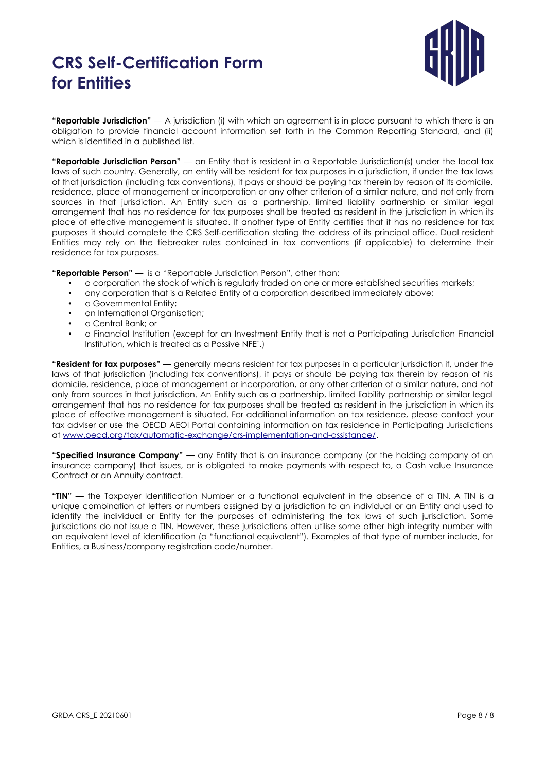# CRS Self-Certification Form for Entities

**"Reportable Jurisdiction"** — A jurisdiction (i) with which an agreement is in place pursuant to which there is an obligation to provide financial account information set forth in the Common Reporting Standard, and (ii) which is identified in a published list.

**"Reportable Jurisdiction Person"** — an Entity that is resident in a Reportable Jurisdiction(s) under the local tax laws of such country. Generally, an entity will be resident for tax purposes in a jurisdiction, if under the tax laws of that jurisdiction (including tax conventions), it pays or should be paying tax therein by reason of its domicile, residence, place of management or incorporation or any other criterion of a similar nature, and not only from sources in that jurisdiction. An Entity such as a partnership, limited liability partnership or similar legal arrangement that has no residence for tax purposes shall be treated as resident in the jurisdiction in which its place of effective management is situated. If another type of Entity certifies that it has no residence for tax purposes it should complete the CRS Self-certification stating the address of its principal office. Dual resident Entities may rely on the tiebreaker rules contained in tax conventions (if applicable) to determine their residence for tax purposes.

**"Reportable Person"** — is a "Reportable Jurisdiction Person", other than:

- a corporation the stock of which is regularly traded on one or more established securities markets;
- any corporation that is a Related Entity of a corporation described immediately above;
- a Governmental Entity;
- an International Organisation;
- a Central Bank; or
- a Financial Institution (except for an Investment Entity that is not a Participating Jurisdiction Financial Institution, which is treated as a Passive NFE'.)

**"Resident for tax purposes"** — generally means resident for tax purposes in a particular jurisdiction if, under the laws of that jurisdiction (including tax conventions), it pays or should be paying tax therein by reason of his domicile, residence, place of management or incorporation, or any other criterion of a similar nature, and not only from sources in that jurisdiction. An Entity such as a partnership, limited liability partnership or similar legal arrangement that has no residence for tax purposes shall be treated as resident in the jurisdiction in which its place of effective management is situated. For additional information on tax residence, please contact your tax adviser or use the OECD AEOI Portal containing information on tax residence in Participating Jurisdictions at www.oecd.org/tax/automatic-exchange/crs-implementation-and-assistance/.

**"Specified Insurance Company"** — any Entity that is an insurance company (or the holding company of an insurance company) that issues, or is obligated to make payments with respect to, a Cash value Insurance Contract or an Annuity contract.

**"TIN"** — the Taxpayer Identification Number or a functional equivalent in the absence of a TIN. A TIN is a unique combination of letters or numbers assigned by a jurisdiction to an individual or an Entity and used to identify the individual or Entity for the purposes of administering the tax laws of such jurisdiction. Some jurisdictions do not issue a TIN. However, these jurisdictions often utilise some other high integrity number with an equivalent level of identification (a "functional equivalent"). Examples of that type of number include, for Entities, a Business/company registration code/number.